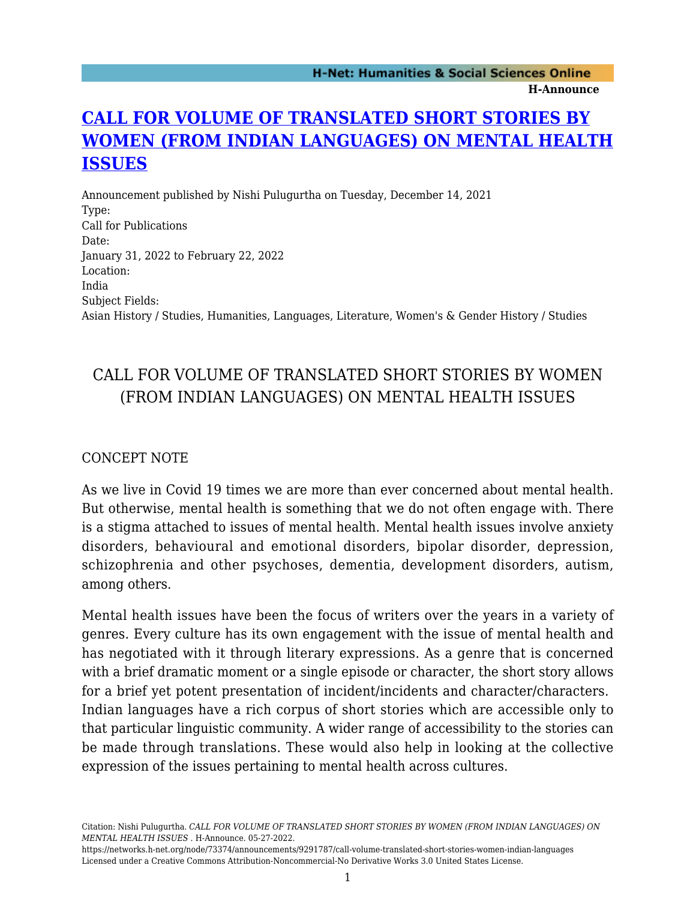# [CALL FOR VOLUME OF TRANSLATED SHORT STORIES BY WOMEN (FROM INDIAN LANGUAGES) ON MENTAL HEALTH ISSUES](https://networks.h-net.org/node/73374/announcements/9291787/call-volume-translated-short-stories-women-indian-languages)

Announcement published by Nishi Pulugurtha on Tuesday, December 14, 2021

Type:
Call for Publications

Date:
January 31, 2022 to February 22, 2022

Location:
India

Subject Fields:
Asian History / Studies, Humanities, Languages, Literature, Women's & Gender History / Studies

## CALL FOR VOLUME OF TRANSLATED SHORT STORIES BY WOMEN (FROM INDIAN LANGUAGES) ON MENTAL HEALTH ISSUES

### CONCEPT NOTE

As we live in Covid 19 times we are more than ever concerned about mental health. But otherwise, mental health is something that we do not often engage with. There is a stigma attached to issues of mental health. Mental health issues involve anxiety disorders, behavioural and emotional disorders, bipolar disorder, depression, schizophrenia and other psychoses, dementia, development disorders, autism, among others.

Mental health issues have been the focus of writers over the years in a variety of genres. Every culture has its own engagement with the issue of mental health and has negotiated with it through literary expressions. As a genre that is concerned with a brief dramatic moment or a single episode or character, the short story allows for a brief yet potent presentation of incident/incidents and character/characters. Indian languages have a rich corpus of short stories which are accessible only to that particular linguistic community. A wider range of accessibility to the stories can be made through translations. These would also help in looking at the collective expression of the issues pertaining to mental health across cultures.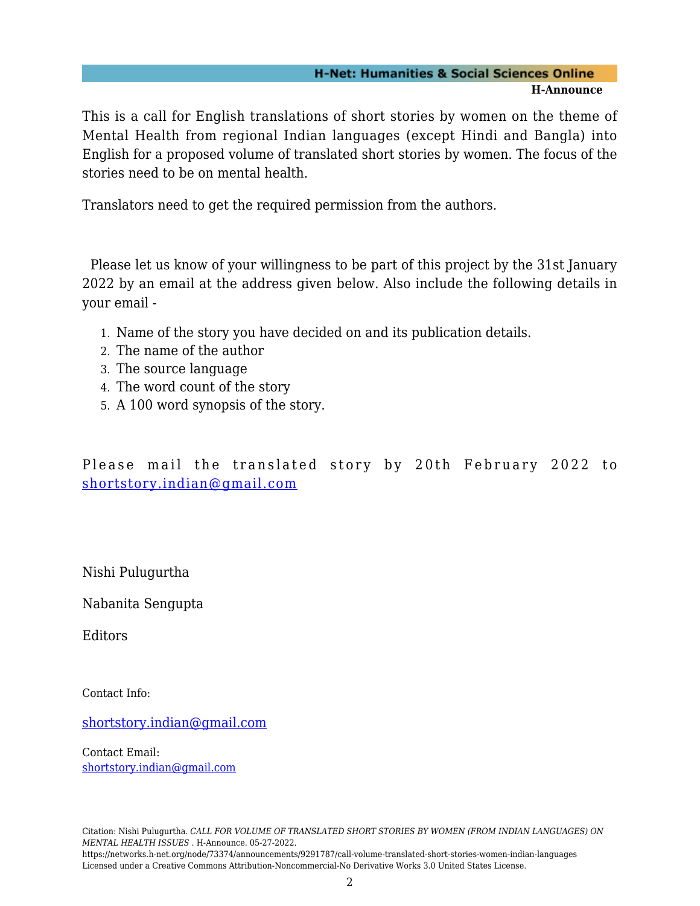This is a call for English translations of short stories by women on the theme of Mental Health from regional Indian languages (except Hindi and Bangla) into English for a proposed volume of translated short stories by women. The focus of the stories need to be on mental health.

Translators need to get the required permission from the authors.

Please let us know of your willingness to be part of this project by the 31st January 2022 by an email at the address given below. Also include the following details in your email -

1. Name of the story you have decided on and its publication details.
2. The name of the author
3. The source language
4. The word count of the story
5. A 100 word synopsis of the story.

Please mail the translated story by 20th February 2022 to shortstory.indian@gmail.com

Nishi Pulugurtha

Nabanita Sengupta

Editors

Contact Info:

shortstory.indian@gmail.com

Contact Email:
shortstory.indian@gmail.com

Citation: Nishi Pulugurtha. *CALL FOR VOLUME OF TRANSLATED SHORT STORIES BY WOMEN (FROM INDIAN LANGUAGES) ON MENTAL HEALTH ISSUES* . H-Announce. 05-27-2022.
https://networks.h-net.org/node/73374/announcements/9291787/call-volume-translated-short-stories-women-indian-languages
Licensed under a Creative Commons Attribution-Noncommercial-No Derivative Works 3.0 United States License.